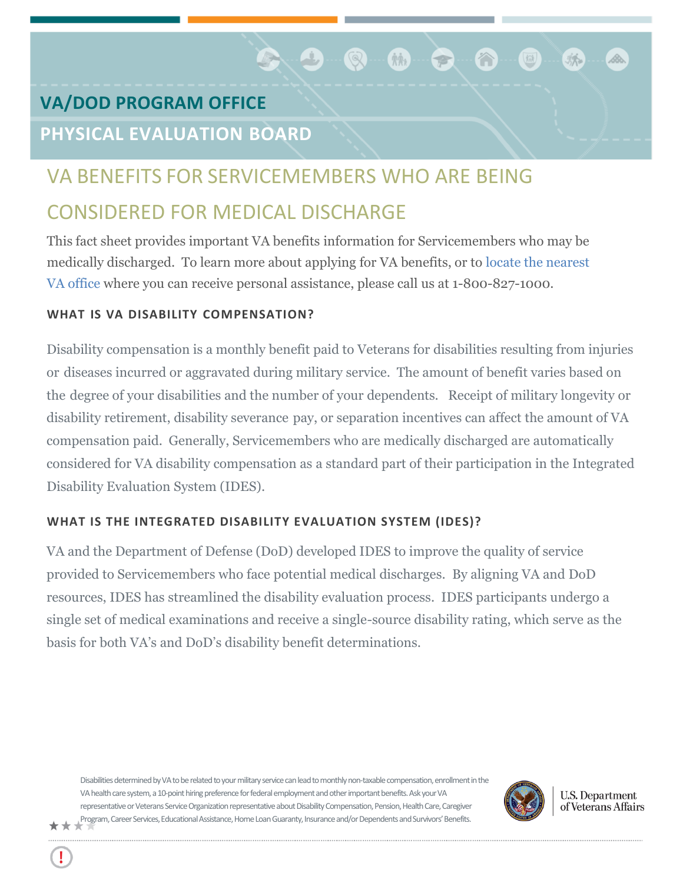## VA/DOD PROGRAM OFFICE

## PHYSICAL EVALUATION BOARD

# VA BENEFITS FOR SERVICEMEMBERS WHO ARE BEING CONSIDERED FOR MEDICAL DISCHARGE

This fact sheet provides important VA benefits information for Servicemembers who may be medically discharged. To learn more about applying for VA benefits, or to locate the nearest VA office where you can receive personal assistance, please call us at 1-800-827-1000.

### WHAT IS VA DISABILITY COMPENSATION?

Disability compensation is a monthly benefit paid to Veterans for disabilities resulting from injuries or diseases incurred or aggravated during military service. The amount of benefit varies based on the degree of your disabilities and the number of your dependents. Receipt of military longevity or disability retirement, disability severance pay, or separation incentives can affect the amount of VA compensation paid. Generally, Servicemembers who are medically discharged are automatically considered for VA disability compensation as a standard part of their participation in the Integrated Disability Evaluation System (IDES).

### WHAT IS THE INTEGRATED DISABILITY EVALUATION SYSTEM (IDES)?

VA and the Department of Defense (DoD) developed IDES to improve the quality of service provided to Servicemembers who face potential medical discharges. By aligning VA and DoD resources, IDES has streamlined the disability evaluation process. IDES participants undergo a single set of medical examinations and receive a single-source disability rating, which serve as the basis for both VA's and DoD's disability benefit determinations.

Disabilities determined by VA to be related to your military service can lead to monthly non-taxable compensation, enrollment in the VA health care system, a 10-point hiring preference for federal employment and other important benefits. Ask your VA representative or Veterans Service Organization representative about Disability Compensation, Pension, Health Care, Caregiver Program, Career Services, Educational Assistance, Home Loan Guaranty, Insurance and/or Dependents and Survivors' Benefits.

U.S. Department of Veterans Affairs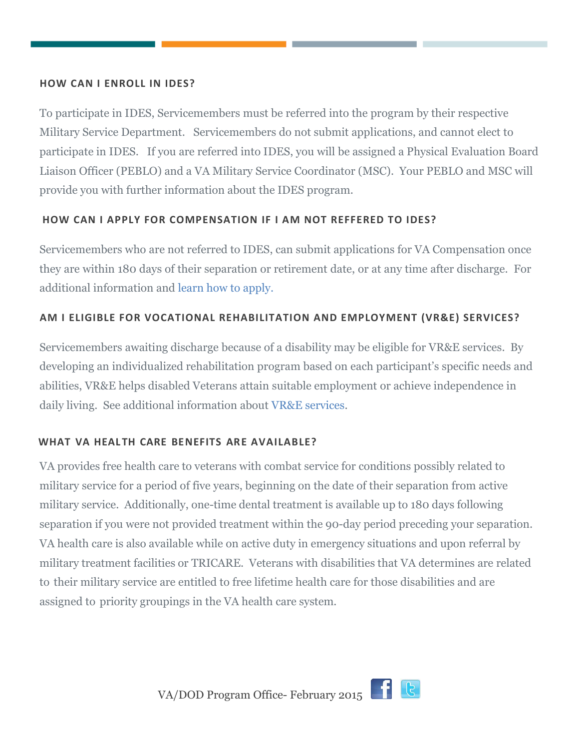### HOW CAN I ENROLL IN IDES?

To participate in IDES, Servicemembers must be referred into the program by their respective Military Service Department. Servicemembers do not submit applications, and cannot elect to participate in IDES. If you are referred into IDES, you will be assigned a Physical Evaluation Board Liaison Officer (PEBLO) and a VA Military Service Coordinator (MSC). Your PEBLO and MSC will provide you with further information about the IDES program.

### HOW CAN I APPLY FOR COMPENSATION IF I AM NOT REFFERED TO IDES?

Servicemembers who are not referred to IDES, can submit applications for VA Compensation once they are within 180 days of their separation or retirement date, or at any time after discharge. For additional information and learn how to apply.

### AM I ELIGIBLE FOR VOCATIONAL REHABILITATION AND EMPLOYMENT (VR&E) SERVICES?

Servicemembers awaiting discharge because of a disability may be eligible for VR&E services. By developing an individualized rehabilitation program based on each participant's specific needs and abilities, VR&E helps disabled Veterans attain suitable employment or achieve independence in daily living. See additional information about VR&E services.

### WHAT VA HEALTH CARE BENEFITS ARE AVAILABLE?

VA provides free health care to veterans with combat service for conditions possibly related to military service for a period of five years, beginning on the date of their separation from active military service. Additionally, one-time dental treatment is available up to 180 days following separation if you were not provided treatment within the 90-day period preceding your separation. VA health care is also available while on active duty in emergency situations and upon referral by military treatment facilities or TRICARE. Veterans with disabilities that VA determines are related to their military service are entitled to free lifetime health care for those disabilities and are assigned to priority groupings in the VA health care system.

VA/DOD Program Office- February 2015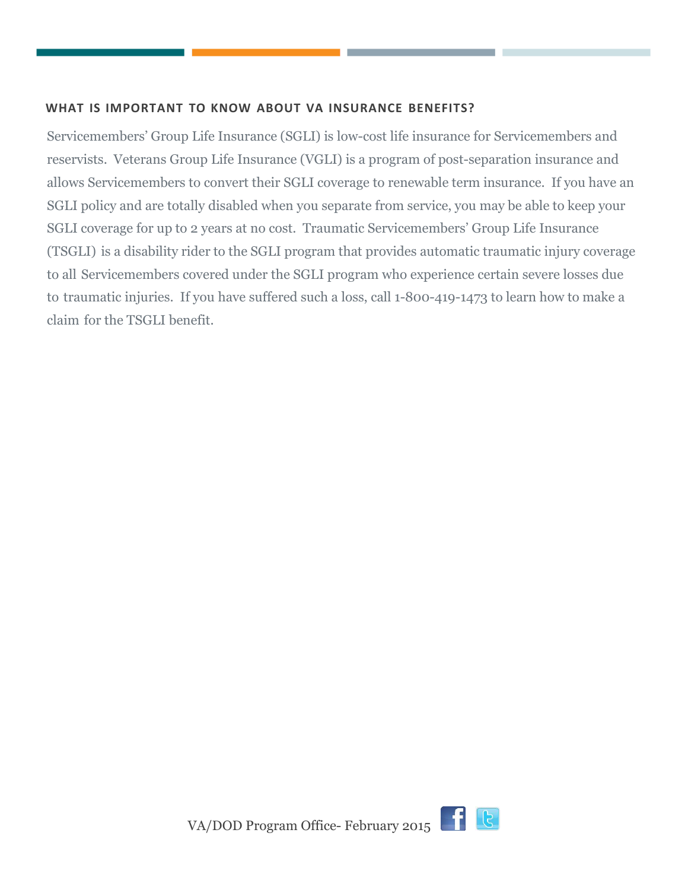### WHAT IS IMPORTANT TO KNOW ABOUT VA INSURANCE BENEFITS?

Servicemembers' Group Life Insurance (SGLI) is low-cost life insurance for Servicemembers and reservists. Veterans Group Life Insurance (VGLI) is a program of post-separation insurance and allows Servicemembers to convert their SGLI coverage to renewable term insurance. If you have an SGLI policy and are totally disabled when you separate from service, you may be able to keep your SGLI coverage for up to 2 years at no cost. Traumatic Servicemembers' Group Life Insurance (TSGLI) is a disability rider to the SGLI program that provides automatic traumatic injury coverage to all Servicemembers covered under the SGLI program who experience certain severe losses due to traumatic injuries. If you have suffered such a loss, call 1-800-419-1473 to learn how to make a claim for the TSGLI benefit.